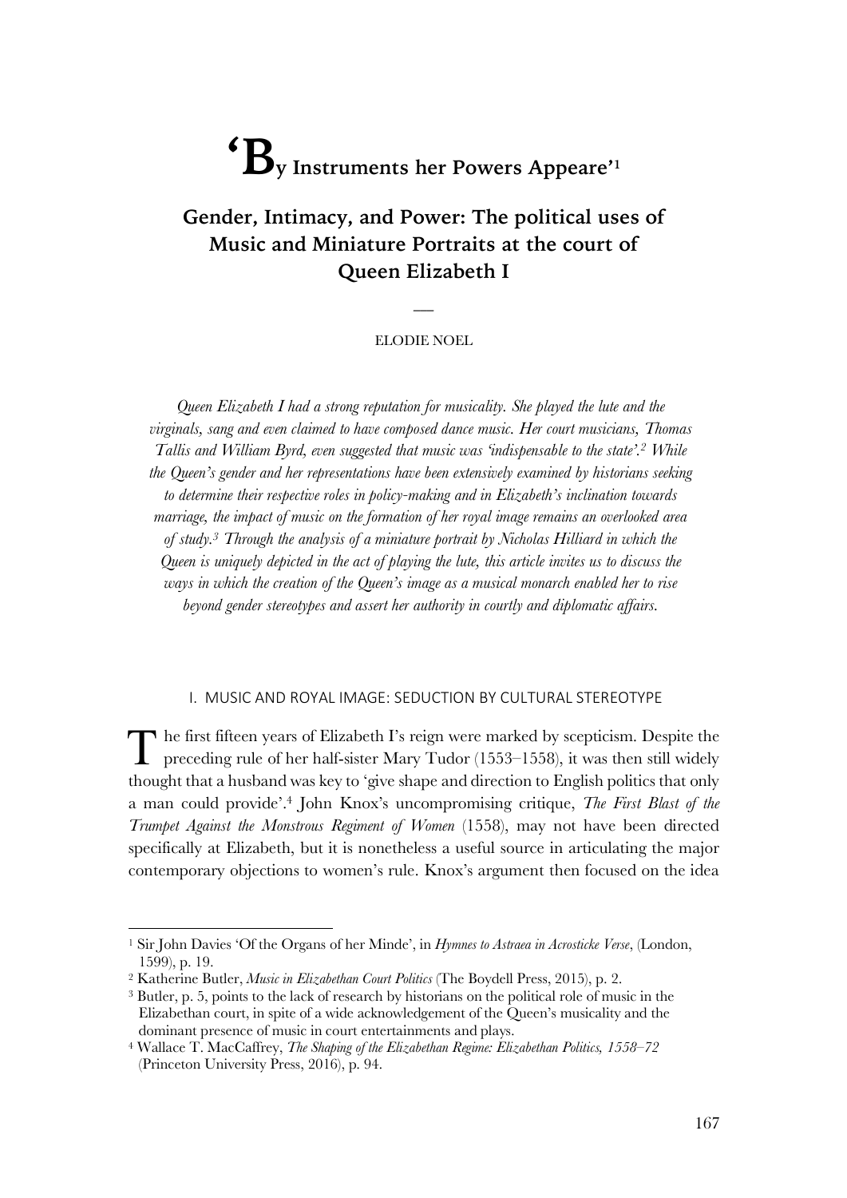# 'By Instruments her Powers Appeare'[1]

## Gender, Intimacy, and Power: The political uses of Music and Miniature Portraits at the court of Queen Elizabeth I

—

ELODIE NOEL

*Queen Elizabeth I had a strong reputation for musicality. She played the lute and the virginals, sang and even claimed to have composed dance music. Her court musicians, Thomas Tallis and William Byrd, even suggested that music was 'indispensable to the state'.[2] While the Queen's gender and her representations have been extensively examined by historians seeking to determine their respective roles in policy-making and in Elizabeth's inclination towards marriage, the impact of music on the formation of her royal image remains an overlooked area of study.[3] Through the analysis of a miniature portrait by Nicholas Hilliard in which the Queen is uniquely depicted in the act of playing the lute, this article invites us to discuss the ways in which the creation of the Queen's image as a musical monarch enabled her to rise beyond gender stereotypes and assert her authority in courtly and diplomatic affairs.*

### I. MUSIC AND ROYAL IMAGE: SEDUCTION BY CULTURAL STEREOTYPE

The first fifteen years of Elizabeth I's reign were marked by scepticism. Despite the preceding rule of her half-sister Mary Tudor (1553–1558), it was then still widely thought that a husband was key to 'give shape and direction to English politics that only a man could provide'.[4] John Knox's uncompromising critique, *The First Blast of the Trumpet Against the Monstrous Regiment of Women* (1558), may not have been directed specifically at Elizabeth, but it is nonetheless a useful source in articulating the major contemporary objections to women's rule. Knox's argument then focused on the idea

---

[1] Sir John Davies 'Of the Organs of her Minde', in *Hymnes to Astraea in Acrosticke Verse*, (London, 1599), p. 19.

[2] Katherine Butler, *Music in Elizabethan Court Politics* (The Boydell Press, 2015), p. 2.

[3] Butler, p. 5, points to the lack of research by historians on the political role of music in the Elizabethan court, in spite of a wide acknowledgement of the Queen's musicality and the dominant presence of music in court entertainments and plays.

[4] Wallace T. MacCaffrey, *The Shaping of the Elizabethan Regime: Elizabethan Politics, 1558–72* (Princeton University Press, 2016), p. 94.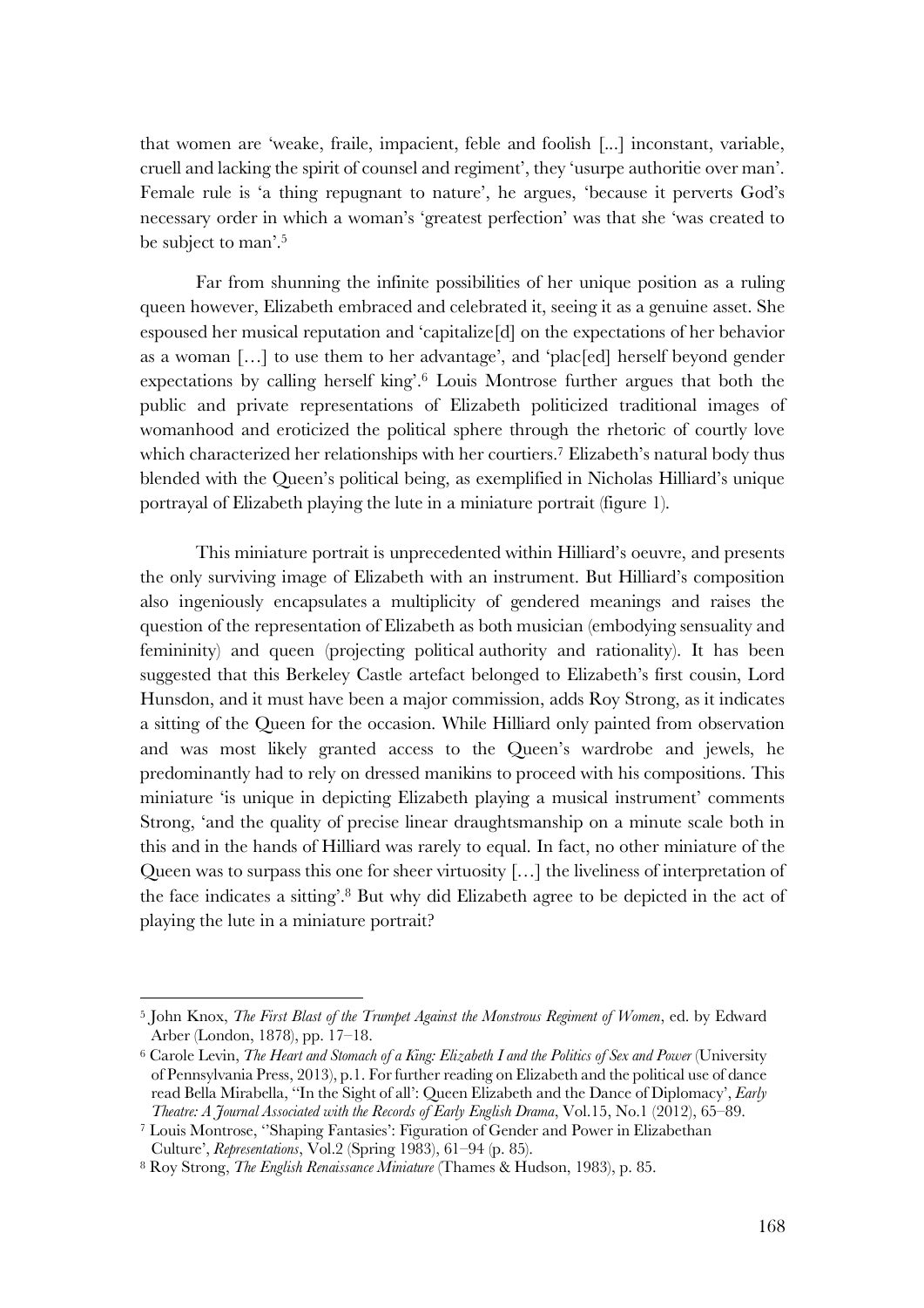that women are 'weake, fraile, impacient, feble and foolish [...] inconstant, variable, cruell and lacking the spirit of counsel and regiment', they 'usurpe authoritie over man'. Female rule is 'a thing repugnant to nature', he argues, 'because it perverts God's necessary order in which a woman's 'greatest perfection' was that she 'was created to be subject to man'.[5]

Far from shunning the infinite possibilities of her unique position as a ruling queen however, Elizabeth embraced and celebrated it, seeing it as a genuine asset. She espoused her musical reputation and 'capitalize[d] on the expectations of her behavior as a woman […] to use them to her advantage', and 'plac[ed] herself beyond gender expectations by calling herself king'.[6] Louis Montrose further argues that both the public and private representations of Elizabeth politicized traditional images of womanhood and eroticized the political sphere through the rhetoric of courtly love which characterized her relationships with her courtiers.[7] Elizabeth's natural body thus blended with the Queen's political being, as exemplified in Nicholas Hilliard's unique portrayal of Elizabeth playing the lute in a miniature portrait (figure 1).

This miniature portrait is unprecedented within Hilliard's oeuvre, and presents the only surviving image of Elizabeth with an instrument. But Hilliard's composition also ingeniously encapsulates a multiplicity of gendered meanings and raises the question of the representation of Elizabeth as both musician (embodying sensuality and femininity) and queen (projecting political authority and rationality). It has been suggested that this Berkeley Castle artefact belonged to Elizabeth's first cousin, Lord Hunsdon, and it must have been a major commission, adds Roy Strong, as it indicates a sitting of the Queen for the occasion. While Hilliard only painted from observation and was most likely granted access to the Queen's wardrobe and jewels, he predominantly had to rely on dressed manikins to proceed with his compositions. This miniature 'is unique in depicting Elizabeth playing a musical instrument' comments Strong, 'and the quality of precise linear draughtsmanship on a minute scale both in this and in the hands of Hilliard was rarely to equal. In fact, no other miniature of the Queen was to surpass this one for sheer virtuosity […] the liveliness of interpretation of the face indicates a sitting'.[8] But why did Elizabeth agree to be depicted in the act of playing the lute in a miniature portrait?

---

[5] John Knox, *The First Blast of the Trumpet Against the Monstrous Regiment of Women*, ed. by Edward Arber (London, 1878), pp. 17–18.

[6] Carole Levin, *The Heart and Stomach of a King: Elizabeth I and the Politics of Sex and Power* (University of Pennsylvania Press, 2013), p.1. For further reading on Elizabeth and the political use of dance read Bella Mirabella, ''In the Sight of all': Queen Elizabeth and the Dance of Diplomacy', *Early Theatre: A Journal Associated with the Records of Early English Drama*, Vol.15, No.1 (2012), 65–89.

[7] Louis Montrose, ''Shaping Fantasies': Figuration of Gender and Power in Elizabethan Culture', *Representations*, Vol.2 (Spring 1983), 61–94 (p. 85).

[8] Roy Strong, *The English Renaissance Miniature* (Thames & Hudson, 1983), p. 85.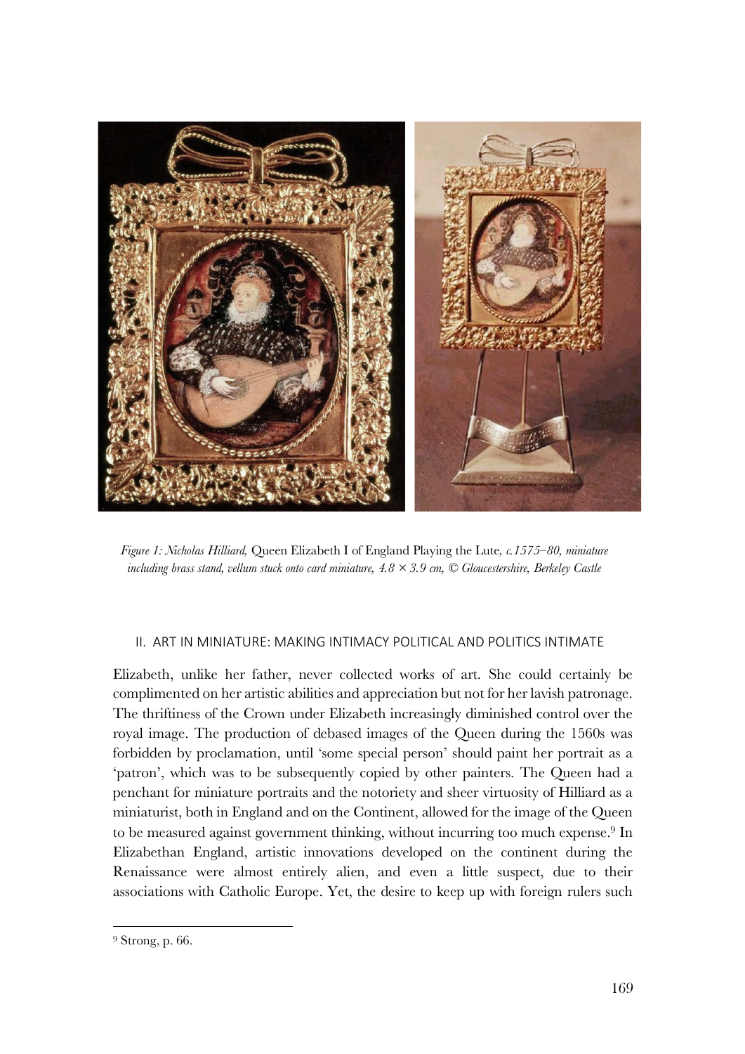*Figure 1: Nicholas Hilliard,* Queen Elizabeth I of England Playing the Lute, *c.1575–80, miniature including brass stand, vellum stuck onto card miniature, 4.8 × 3.9 cm, © Gloucestershire, Berkeley Castle*

## II. ART IN MINIATURE: MAKING INTIMACY POLITICAL AND POLITICS INTIMATE

Elizabeth, unlike her father, never collected works of art. She could certainly be complimented on her artistic abilities and appreciation but not for her lavish patronage. The thriftiness of the Crown under Elizabeth increasingly diminished control over the royal image. The production of debased images of the Queen during the 1560s was forbidden by proclamation, until 'some special person' should paint her portrait as a 'patron', which was to be subsequently copied by other painters. The Queen had a penchant for miniature portraits and the notoriety and sheer virtuosity of Hilliard as a miniaturist, both in England and on the Continent, allowed for the image of the Queen to be measured against government thinking, without incurring too much expense.[9] In Elizabethan England, artistic innovations developed on the continent during the Renaissance were almost entirely alien, and even a little suspect, due to their associations with Catholic Europe. Yet, the desire to keep up with foreign rulers such

[9] Strong, p. 66.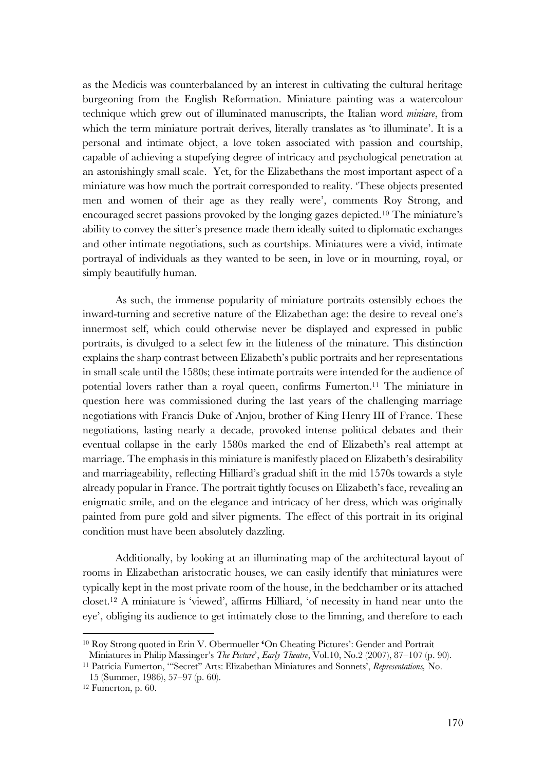as the Medicis was counterbalanced by an interest in cultivating the cultural heritage burgeoning from the English Reformation. Miniature painting was a watercolour technique which grew out of illuminated manuscripts, the Italian word *miniare*, from which the term miniature portrait derives, literally translates as 'to illuminate'. It is a personal and intimate object, a love token associated with passion and courtship, capable of achieving a stupefying degree of intricacy and psychological penetration at an astonishingly small scale. Yet, for the Elizabethans the most important aspect of a miniature was how much the portrait corresponded to reality. 'These objects presented men and women of their age as they really were', comments Roy Strong, and encouraged secret passions provoked by the longing gazes depicted.[10] The miniature's ability to convey the sitter's presence made them ideally suited to diplomatic exchanges and other intimate negotiations, such as courtships. Miniatures were a vivid, intimate portrayal of individuals as they wanted to be seen, in love or in mourning, royal, or simply beautifully human.

As such, the immense popularity of miniature portraits ostensibly echoes the inward-turning and secretive nature of the Elizabethan age: the desire to reveal one's innermost self, which could otherwise never be displayed and expressed in public portraits, is divulged to a select few in the littleness of the minature. This distinction explains the sharp contrast between Elizabeth's public portraits and her representations in small scale until the 1580s; these intimate portraits were intended for the audience of potential lovers rather than a royal queen, confirms Fumerton.[11] The miniature in question here was commissioned during the last years of the challenging marriage negotiations with Francis Duke of Anjou, brother of King Henry III of France. These negotiations, lasting nearly a decade, provoked intense political debates and their eventual collapse in the early 1580s marked the end of Elizabeth's real attempt at marriage. The emphasis in this miniature is manifestly placed on Elizabeth's desirability and marriageability, reflecting Hilliard's gradual shift in the mid 1570s towards a style already popular in France. The portrait tightly focuses on Elizabeth's face, revealing an enigmatic smile, and on the elegance and intricacy of her dress, which was originally painted from pure gold and silver pigments. The effect of this portrait in its original condition must have been absolutely dazzling.

Additionally, by looking at an illuminating map of the architectural layout of rooms in Elizabethan aristocratic houses, we can easily identify that miniatures were typically kept in the most private room of the house, in the bedchamber or its attached closet.[12] A miniature is 'viewed', affirms Hilliard, 'of necessity in hand near unto the eye', obliging its audience to get intimately close to the limning, and therefore to each

---

[10] Roy Strong quoted in Erin V. Obermueller 'On Cheating Pictures': Gender and Portrait Miniatures in Philip Massinger's *The Picture*', *Early Theatre*, Vol.10, No.2 (2007), 87–107 (p. 90).

[11] Patricia Fumerton, '"Secret" Arts: Elizabethan Miniatures and Sonnets', *Representations,* No. 15 (Summer, 1986), 57–97 (p. 60).

[12] Fumerton, p. 60.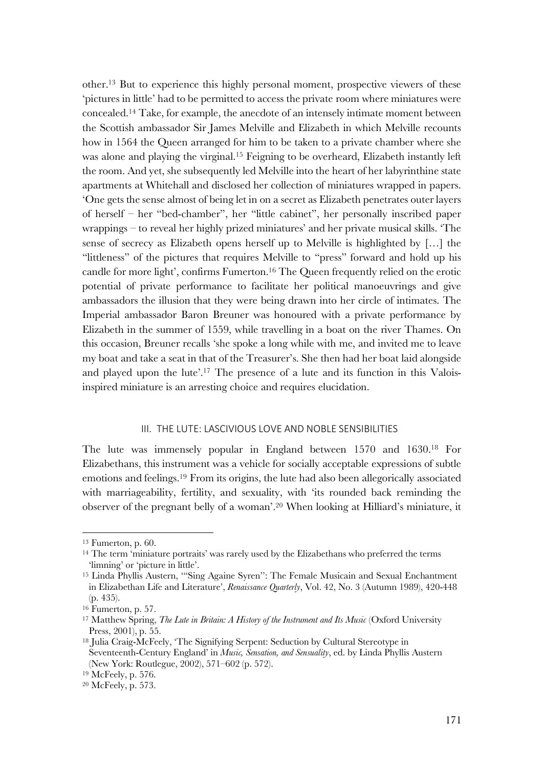other.[13] But to experience this highly personal moment, prospective viewers of these 'pictures in little' had to be permitted to access the private room where miniatures were concealed.[14] Take, for example, the anecdote of an intensely intimate moment between the Scottish ambassador Sir James Melville and Elizabeth in which Melville recounts how in 1564 the Queen arranged for him to be taken to a private chamber where she was alone and playing the virginal.[15] Feigning to be overheard, Elizabeth instantly left the room. And yet, she subsequently led Melville into the heart of her labyrinthine state apartments at Whitehall and disclosed her collection of miniatures wrapped in papers. 'One gets the sense almost of being let in on a secret as Elizabeth penetrates outer layers of herself – her "bed-chamber", her "little cabinet", her personally inscribed paper wrappings – to reveal her highly prized miniatures' and her private musical skills. 'The sense of secrecy as Elizabeth opens herself up to Melville is highlighted by […] the "littleness" of the pictures that requires Melville to "press" forward and hold up his candle for more light', confirms Fumerton.[16] The Queen frequently relied on the erotic potential of private performance to facilitate her political manoeuvrings and give ambassadors the illusion that they were being drawn into her circle of intimates. The Imperial ambassador Baron Breuner was honoured with a private performance by Elizabeth in the summer of 1559, while travelling in a boat on the river Thames. On this occasion, Breuner recalls 'she spoke a long while with me, and invited me to leave my boat and take a seat in that of the Treasurer's. She then had her boat laid alongside and played upon the lute'.[17] The presence of a lute and its function in this Valois-inspired miniature is an arresting choice and requires elucidation.

## III. THE LUTE: LASCIVIOUS LOVE AND NOBLE SENSIBILITIES

The lute was immensely popular in England between 1570 and 1630.[18] For Elizabethans, this instrument was a vehicle for socially acceptable expressions of subtle emotions and feelings.[19] From its origins, the lute had also been allegorically associated with marriageability, fertility, and sexuality, with 'its rounded back reminding the observer of the pregnant belly of a woman'.[20] When looking at Hilliard's miniature, it

---

[13] Fumerton, p. 60.

[14] The term 'miniature portraits' was rarely used by the Elizabethans who preferred the terms 'limning' or 'picture in little'.

[15] Linda Phyllis Austern, '"Sing Againe Syren": The Female Musicain and Sexual Enchantment in Elizabethan Life and Literature', *Renaissance Quarterly*, Vol. 42, No. 3 (Autumn 1989), 420-448 (p. 435).

[16] Fumerton, p. 57.

[17] Matthew Spring, *The Lute in Britain: A History of the Instrument and Its Music* (Oxford University Press, 2001), p. 55.

[18] Julia Craig-McFeely, 'The Signifying Serpent: Seduction by Cultural Stereotype in Seventeenth-Century England' in *Music, Sensation, and Sensuality*, ed. by Linda Phyllis Austern (New York: Routlegue, 2002), 571–602 (p. 572).

[19] McFeely, p. 576.

[20] McFeely, p. 573.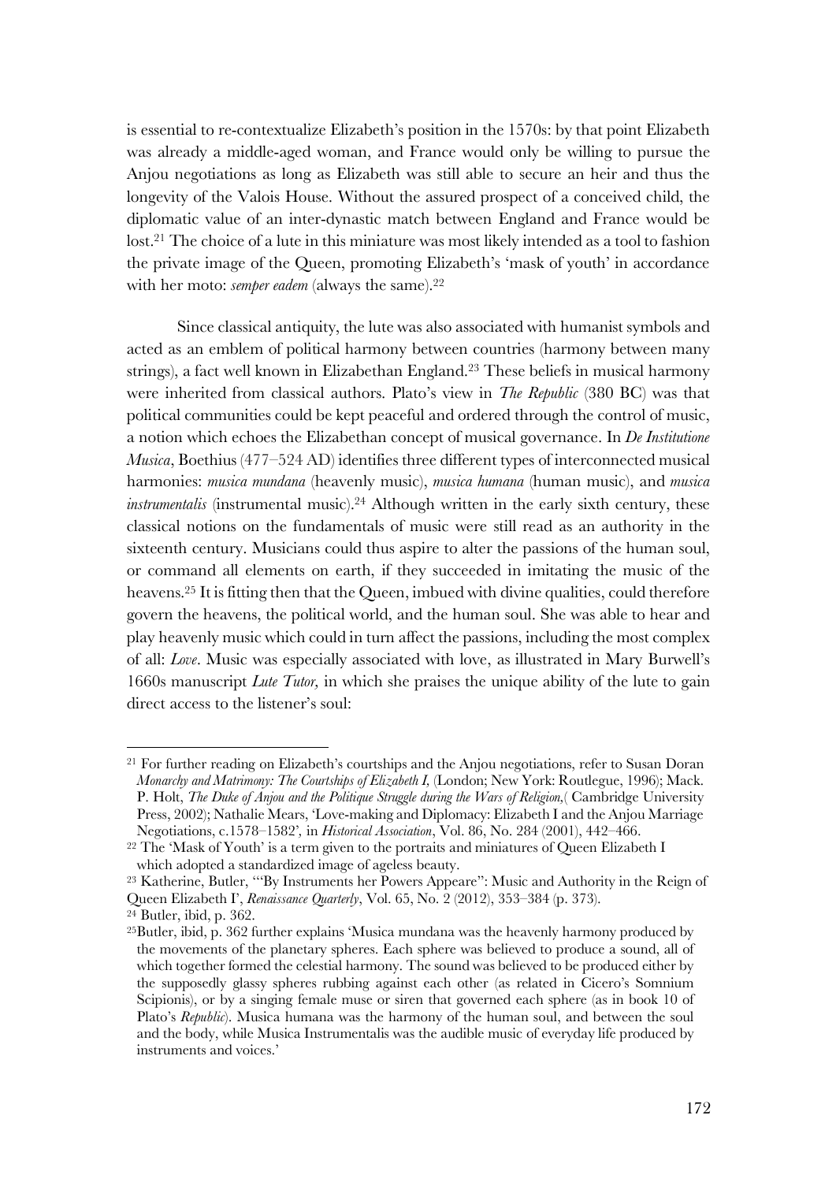is essential to re-contextualize Elizabeth's position in the 1570s: by that point Elizabeth was already a middle-aged woman, and France would only be willing to pursue the Anjou negotiations as long as Elizabeth was still able to secure an heir and thus the longevity of the Valois House. Without the assured prospect of a conceived child, the diplomatic value of an inter-dynastic match between England and France would be lost.[21] The choice of a lute in this miniature was most likely intended as a tool to fashion the private image of the Queen, promoting Elizabeth's 'mask of youth' in accordance with her moto: *semper eadem* (always the same).[22]

Since classical antiquity, the lute was also associated with humanist symbols and acted as an emblem of political harmony between countries (harmony between many strings), a fact well known in Elizabethan England.[23] These beliefs in musical harmony were inherited from classical authors. Plato's view in *The Republic* (380 BC) was that political communities could be kept peaceful and ordered through the control of music, a notion which echoes the Elizabethan concept of musical governance. In *De Institutione Musica*, Boethius (477–524 AD) identifies three different types of interconnected musical harmonies: *musica mundana* (heavenly music), *musica humana* (human music), and *musica instrumentalis* (instrumental music).[24] Although written in the early sixth century, these classical notions on the fundamentals of music were still read as an authority in the sixteenth century. Musicians could thus aspire to alter the passions of the human soul, or command all elements on earth, if they succeeded in imitating the music of the heavens.[25] It is fitting then that the Queen, imbued with divine qualities, could therefore govern the heavens, the political world, and the human soul. She was able to hear and play heavenly music which could in turn affect the passions, including the most complex of all: *Love*. Music was especially associated with love, as illustrated in Mary Burwell's 1660s manuscript *Lute Tutor,* in which she praises the unique ability of the lute to gain direct access to the listener's soul:

---

[21] For further reading on Elizabeth's courtships and the Anjou negotiations, refer to Susan Doran *Monarchy and Matrimony: The Courtships of Elizabeth I,* (London; New York: Routlegue, 1996); Mack. P. Holt, *The Duke of Anjou and the Politique Struggle during the Wars of Religion,*( Cambridge University Press, 2002); Nathalie Mears, 'Love-making and Diplomacy: Elizabeth I and the Anjou Marriage Negotiations, c.1578–1582', in *Historical Association*, Vol. 86, No. 284 (2001), 442–466.

[22] The 'Mask of Youth' is a term given to the portraits and miniatures of Queen Elizabeth I which adopted a standardized image of ageless beauty.

[23] Katherine, Butler, '"By Instruments her Powers Appeare": Music and Authority in the Reign of Queen Elizabeth I', *Renaissance Quarterly*, Vol. 65, No. 2 (2012), 353–384 (p. 373).

[24] Butler, ibid, p. 362.

[25] Butler, ibid, p. 362 further explains 'Musica mundana was the heavenly harmony produced by the movements of the planetary spheres. Each sphere was believed to produce a sound, all of which together formed the celestial harmony. The sound was believed to be produced either by the supposedly glassy spheres rubbing against each other (as related in Cicero's Somnium Scipionis), or by a singing female muse or siren that governed each sphere (as in book 10 of Plato's *Republic*). Musica humana was the harmony of the human soul, and between the soul and the body, while Musica Instrumentalis was the audible music of everyday life produced by instruments and voices.'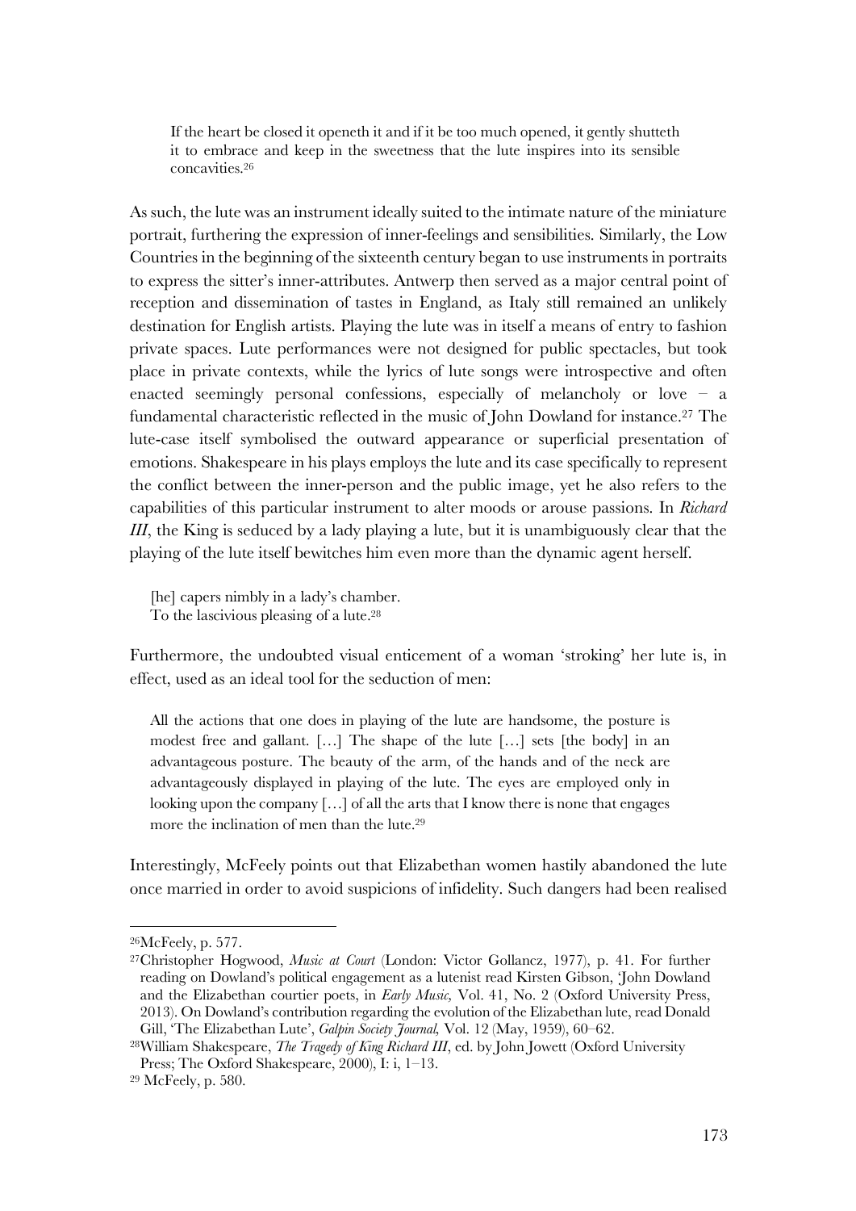> If the heart be closed it openeth it and if it be too much opened, it gently shutteth it to embrace and keep in the sweetness that the lute inspires into its sensible concavities.[26]

As such, the lute was an instrument ideally suited to the intimate nature of the miniature portrait, furthering the expression of inner-feelings and sensibilities. Similarly, the Low Countries in the beginning of the sixteenth century began to use instruments in portraits to express the sitter's inner-attributes. Antwerp then served as a major central point of reception and dissemination of tastes in England, as Italy still remained an unlikely destination for English artists. Playing the lute was in itself a means of entry to fashion private spaces. Lute performances were not designed for public spectacles, but took place in private contexts, while the lyrics of lute songs were introspective and often enacted seemingly personal confessions, especially of melancholy or love – a fundamental characteristic reflected in the music of John Dowland for instance.[27] The lute-case itself symbolised the outward appearance or superficial presentation of emotions. Shakespeare in his plays employs the lute and its case specifically to represent the conflict between the inner-person and the public image, yet he also refers to the capabilities of this particular instrument to alter moods or arouse passions. In *Richard III*, the King is seduced by a lady playing a lute, but it is unambiguously clear that the playing of the lute itself bewitches him even more than the dynamic agent herself.

> [he] capers nimbly in a lady's chamber.
> To the lascivious pleasing of a lute.[28]

Furthermore, the undoubted visual enticement of a woman 'stroking' her lute is, in effect, used as an ideal tool for the seduction of men:

> All the actions that one does in playing of the lute are handsome, the posture is modest free and gallant. […] The shape of the lute […] sets [the body] in an advantageous posture. The beauty of the arm, of the hands and of the neck are advantageously displayed in playing of the lute. The eyes are employed only in looking upon the company […] of all the arts that I know there is none that engages more the inclination of men than the lute.[29]

Interestingly, McFeely points out that Elizabethan women hastily abandoned the lute once married in order to avoid suspicions of infidelity. Such dangers had been realised

---

[26] McFeely, p. 577.

[27] Christopher Hogwood, *Music at Court* (London: Victor Gollancz, 1977), p. 41. For further reading on Dowland's political engagement as a lutenist read Kirsten Gibson, 'John Dowland and the Elizabethan courtier poets, in *Early Music,* Vol. 41, No. 2 (Oxford University Press, 2013). On Dowland's contribution regarding the evolution of the Elizabethan lute, read Donald Gill, 'The Elizabethan Lute', *Galpin Society Journal,* Vol. 12 (May, 1959), 60–62.

[28] William Shakespeare, *The Tragedy of King Richard III*, ed. by John Jowett (Oxford University Press; The Oxford Shakespeare, 2000), I: i, 1–13.

[29] McFeely, p. 580.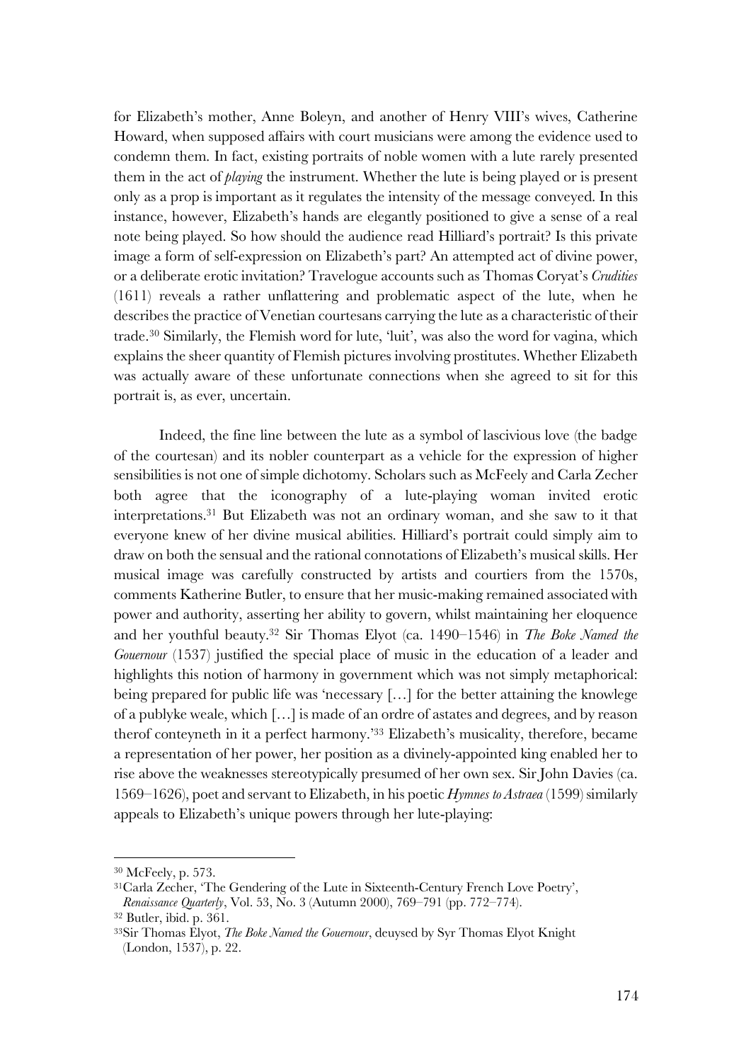for Elizabeth's mother, Anne Boleyn, and another of Henry VIII's wives, Catherine Howard, when supposed affairs with court musicians were among the evidence used to condemn them. In fact, existing portraits of noble women with a lute rarely presented them in the act of *playing* the instrument. Whether the lute is being played or is present only as a prop is important as it regulates the intensity of the message conveyed. In this instance, however, Elizabeth's hands are elegantly positioned to give a sense of a real note being played. So how should the audience read Hilliard's portrait? Is this private image a form of self-expression on Elizabeth's part? An attempted act of divine power, or a deliberate erotic invitation? Travelogue accounts such as Thomas Coryat's *Crudities* (1611) reveals a rather unflattering and problematic aspect of the lute, when he describes the practice of Venetian courtesans carrying the lute as a characteristic of their trade.[30] Similarly, the Flemish word for lute, 'luit', was also the word for vagina, which explains the sheer quantity of Flemish pictures involving prostitutes. Whether Elizabeth was actually aware of these unfortunate connections when she agreed to sit for this portrait is, as ever, uncertain.

Indeed, the fine line between the lute as a symbol of lascivious love (the badge of the courtesan) and its nobler counterpart as a vehicle for the expression of higher sensibilities is not one of simple dichotomy. Scholars such as McFeely and Carla Zecher both agree that the iconography of a lute-playing woman invited erotic interpretations.[31] But Elizabeth was not an ordinary woman, and she saw to it that everyone knew of her divine musical abilities. Hilliard's portrait could simply aim to draw on both the sensual and the rational connotations of Elizabeth's musical skills. Her musical image was carefully constructed by artists and courtiers from the 1570s, comments Katherine Butler, to ensure that her music-making remained associated with power and authority, asserting her ability to govern, whilst maintaining her eloquence and her youthful beauty.[32] Sir Thomas Elyot (ca. 1490–1546) in *The Boke Named the Gouernour* (1537) justified the special place of music in the education of a leader and highlights this notion of harmony in government which was not simply metaphorical: being prepared for public life was 'necessary […] for the better attaining the knowlege of a publyke weale, which […] is made of an ordre of astates and degrees, and by reason therof conteyneth in it a perfect harmony.'[33] Elizabeth's musicality, therefore, became a representation of her power, her position as a divinely-appointed king enabled her to rise above the weaknesses stereotypically presumed of her own sex. Sir John Davies (ca. 1569–1626), poet and servant to Elizabeth, in his poetic *Hymnes to Astraea* (1599) similarly appeals to Elizabeth's unique powers through her lute-playing:

---

[30] McFeely, p. 573.

[31] Carla Zecher, 'The Gendering of the Lute in Sixteenth-Century French Love Poetry', *Renaissance Quarterly*, Vol. 53, No. 3 (Autumn 2000), 769–791 (pp. 772–774).

[32] Butler, ibid. p. 361.

[33] Sir Thomas Elyot, *The Boke Named the Gouernour*, deuysed by Syr Thomas Elyot Knight (London, 1537), p. 22.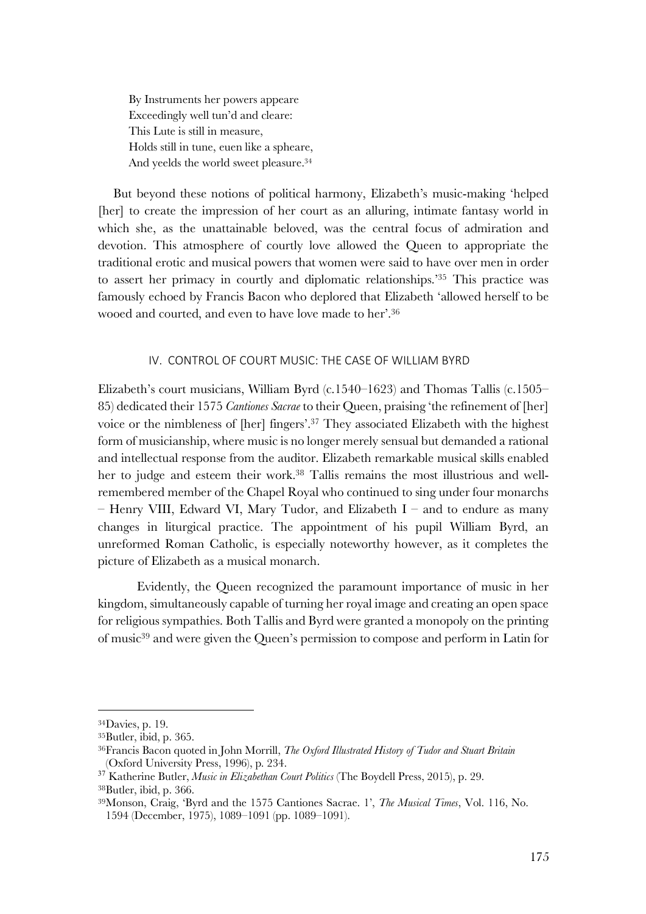> By Instruments her powers appeare
> Exceedingly well tun'd and cleare:
> This Lute is still in measure,
> Holds still in tune, euen like a spheare,
> And yeelds the world sweet pleasure.[34]

But beyond these notions of political harmony, Elizabeth's music-making 'helped [her] to create the impression of her court as an alluring, intimate fantasy world in which she, as the unattainable beloved, was the central focus of admiration and devotion. This atmosphere of courtly love allowed the Queen to appropriate the traditional erotic and musical powers that women were said to have over men in order to assert her primacy in courtly and diplomatic relationships.'[35] This practice was famously echoed by Francis Bacon who deplored that Elizabeth 'allowed herself to be wooed and courted, and even to have love made to her'.[36]

## IV. CONTROL OF COURT MUSIC: THE CASE OF WILLIAM BYRD

Elizabeth's court musicians, William Byrd (c.1540–1623) and Thomas Tallis (c.1505–85) dedicated their 1575 *Cantiones Sacrae* to their Queen, praising 'the refinement of [her] voice or the nimbleness of [her] fingers'.[37] They associated Elizabeth with the highest form of musicianship, where music is no longer merely sensual but demanded a rational and intellectual response from the auditor. Elizabeth remarkable musical skills enabled her to judge and esteem their work.[38] Tallis remains the most illustrious and well-remembered member of the Chapel Royal who continued to sing under four monarchs – Henry VIII, Edward VI, Mary Tudor, and Elizabeth I – and to endure as many changes in liturgical practice. The appointment of his pupil William Byrd, an unreformed Roman Catholic, is especially noteworthy however, as it completes the picture of Elizabeth as a musical monarch.

Evidently, the Queen recognized the paramount importance of music in her kingdom, simultaneously capable of turning her royal image and creating an open space for religious sympathies. Both Tallis and Byrd were granted a monopoly on the printing of music[39] and were given the Queen's permission to compose and perform in Latin for

---

[34] Davies, p. 19.

[35] Butler, ibid, p. 365.

[36] Francis Bacon quoted in John Morrill, *The Oxford Illustrated History of Tudor and Stuart Britain* (Oxford University Press, 1996), p. 234.

[37] Katherine Butler, *Music in Elizabethan Court Politics* (The Boydell Press, 2015), p. 29.

[38] Butler, ibid, p. 366.

[39] Monson, Craig, 'Byrd and the 1575 Cantiones Sacrae. 1', *The Musical Times*, Vol. 116, No. 1594 (December, 1975), 1089–1091 (pp. 1089–1091).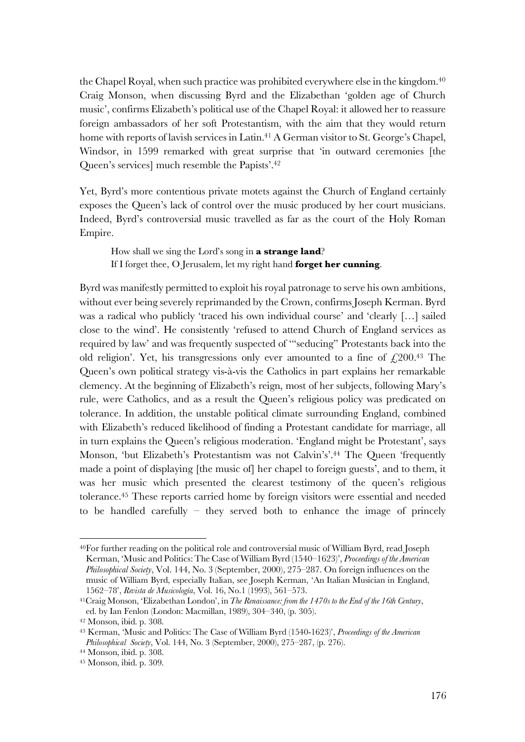the Chapel Royal, when such practice was prohibited everywhere else in the kingdom.[40] Craig Monson, when discussing Byrd and the Elizabethan 'golden age of Church music', confirms Elizabeth's political use of the Chapel Royal: it allowed her to reassure foreign ambassadors of her soft Protestantism, with the aim that they would return home with reports of lavish services in Latin.[41] A German visitor to St. George's Chapel, Windsor, in 1599 remarked with great surprise that 'in outward ceremonies [the Queen's services] much resemble the Papists'.[42]

Yet, Byrd's more contentious private motets against the Church of England certainly exposes the Queen's lack of control over the music produced by her court musicians. Indeed, Byrd's controversial music travelled as far as the court of the Holy Roman Empire.

> How shall we sing the Lord's song in **a strange land**?
> If I forget thee, O Jerusalem, let my right hand **forget her cunning**.

Byrd was manifestly permitted to exploit his royal patronage to serve his own ambitions, without ever being severely reprimanded by the Crown, confirms Joseph Kerman. Byrd was a radical who publicly 'traced his own individual course' and 'clearly […] sailed close to the wind'. He consistently 'refused to attend Church of England services as required by law' and was frequently suspected of '"seducing" Protestants back into the old religion'. Yet, his transgressions only ever amounted to a fine of £200.[43] The Queen's own political strategy vis-à-vis the Catholics in part explains her remarkable clemency. At the beginning of Elizabeth's reign, most of her subjects, following Mary's rule, were Catholics, and as a result the Queen's religious policy was predicated on tolerance. In addition, the unstable political climate surrounding England, combined with Elizabeth's reduced likelihood of finding a Protestant candidate for marriage, all in turn explains the Queen's religious moderation. 'England might be Protestant', says Monson, 'but Elizabeth's Protestantism was not Calvin's'.[44] The Queen 'frequently made a point of displaying [the music of] her chapel to foreign guests', and to them, it was her music which presented the clearest testimony of the queen's religious tolerance.[45] These reports carried home by foreign visitors were essential and needed to be handled carefully – they served both to enhance the image of princely

---

[40] For further reading on the political role and controversial music of William Byrd, read Joseph Kerman, 'Music and Politics: The Case of William Byrd (1540–1623)', *Proceedings of the American Philosophical Society*, Vol. 144, No. 3 (September, 2000), 275–287. On foreign influences on the music of William Byrd, especially Italian, see Joseph Kerman, 'An Italian Musician in England, 1562–78', *Revista de Musicología*, Vol. 16, No.1 (1993), 561–573.

[41] Craig Monson, 'Elizabethan London', in *The Renaissance: from the 1470s to the End of the 16th Century*, ed. by Ian Fenlon (London: Macmillan, 1989), 304–340, (p. 305).

[42] Monson, ibid. p. 308.

[43] Kerman, 'Music and Politics: The Case of William Byrd (1540-1623)', *Proceedings of the American Philosophical Society*, Vol. 144, No. 3 (September, 2000), 275–287, (p. 276).

[44] Monson, ibid. p. 308.

[45] Monson, ibid. p. 309.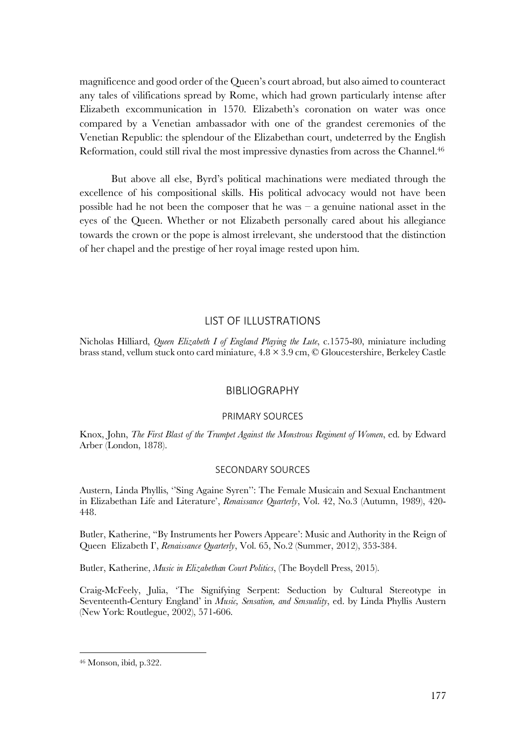magnificence and good order of the Queen's court abroad, but also aimed to counteract any tales of vilifications spread by Rome, which had grown particularly intense after Elizabeth excommunication in 1570. Elizabeth's coronation on water was once compared by a Venetian ambassador with one of the grandest ceremonies of the Venetian Republic: the splendour of the Elizabethan court, undeterred by the English Reformation, could still rival the most impressive dynasties from across the Channel.[46]

But above all else, Byrd's political machinations were mediated through the excellence of his compositional skills. His political advocacy would not have been possible had he not been the composer that he was – a genuine national asset in the eyes of the Queen. Whether or not Elizabeth personally cared about his allegiance towards the crown or the pope is almost irrelevant, she understood that the distinction of her chapel and the prestige of her royal image rested upon him.

## LIST OF ILLUSTRATIONS

Nicholas Hilliard, *Queen Elizabeth I of England Playing the Lute*, c.1575-80, miniature including brass stand, vellum stuck onto card miniature, 4.8 × 3.9 cm, © Gloucestershire, Berkeley Castle

## BIBLIOGRAPHY

### PRIMARY SOURCES

Knox, John, *The First Blast of the Trumpet Against the Monstrous Regiment of Women*, ed. by Edward Arber (London, 1878).

### SECONDARY SOURCES

Austern, Linda Phyllis, ''Sing Againe Syren'': The Female Musicain and Sexual Enchantment in Elizabethan Life and Literature', *Renaissance Quarterly*, Vol. 42, No.3 (Autumn, 1989), 420-448.

Butler, Katherine, ''By Instruments her Powers Appeare': Music and Authority in the Reign of Queen Elizabeth I', *Renaissance Quarterly*, Vol. 65, No.2 (Summer, 2012), 353-384.

Butler, Katherine, *Music in Elizabethan Court Politics*, (The Boydell Press, 2015).

Craig-McFeely, Julia, 'The Signifying Serpent: Seduction by Cultural Stereotype in Seventeenth-Century England' in *Music, Sensation, and Sensuality*, ed. by Linda Phyllis Austern (New York: Routlegue, 2002), 571-606.

[46] Monson, ibid, p.322.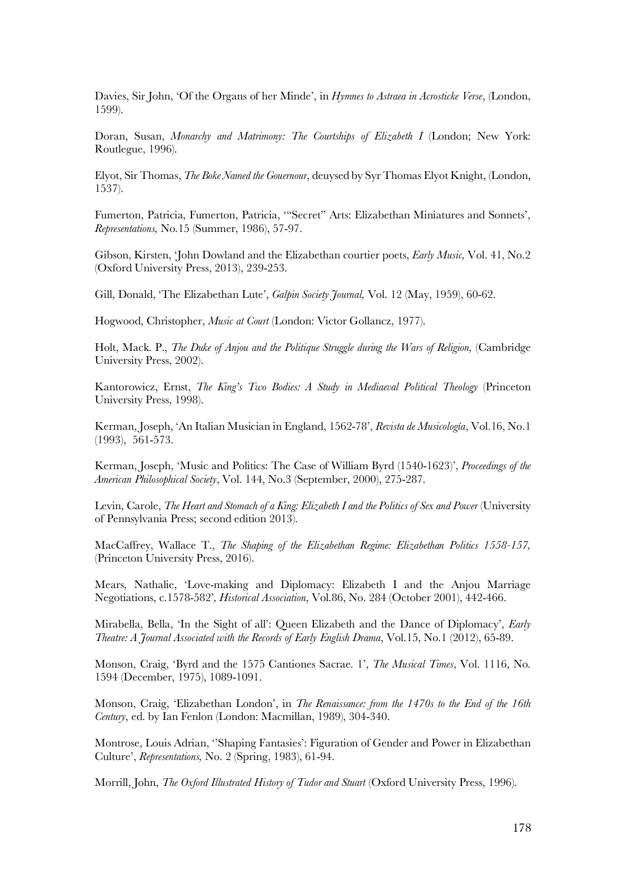Davies, Sir John, 'Of the Organs of her Minde', in *Hymnes to Astraea in Acrosticke Verse*, (London, 1599).

Doran, Susan, *Monarchy and Matrimony: The Courtships of Elizabeth I* (London; New York: Routlegue, 1996).

Elyot, Sir Thomas, *The Boke Named the Gouernour*, deuysed by Syr Thomas Elyot Knight, (London, 1537).

Fumerton, Patricia, Fumerton, Patricia, '"Secret" Arts: Elizabethan Miniatures and Sonnets', *Representations,* No.15 (Summer, 1986), 57-97.

Gibson, Kirsten, 'John Dowland and the Elizabethan courtier poets, *Early Music,* Vol. 41, No.2 (Oxford University Press, 2013), 239-253.

Gill, Donald, 'The Elizabethan Lute', *Galpin Society Journal,* Vol. 12 (May, 1959), 60-62.

Hogwood, Christopher, *Music at Court* (London: Victor Gollancz, 1977).

Holt, Mack. P., *The Duke of Anjou and the Politique Struggle during the Wars of Religion,* (Cambridge University Press, 2002).

Kantorowicz, Ernst, *The King's Two Bodies: A Study in Mediaeval Political Theology* (Princeton University Press, 1998).

Kerman, Joseph, 'An Italian Musician in England, 1562-78', *Revista de Musicología*, Vol.16, No.1 (1993), 561-573.

Kerman, Joseph, 'Music and Politics: The Case of William Byrd (1540-1623)', *Proceedings of the American Philosophical Society*, Vol. 144, No.3 (September, 2000), 275-287.

Levin, Carole, *The Heart and Stomach of a King: Elizabeth I and the Politics of Sex and Power* (University of Pennsylvania Press; second edition 2013).

MacCaffrey, Wallace T., *The Shaping of the Elizabethan Regime: Elizabethan Politics 1558-157,* (Princeton University Press, 2016).

Mears, Nathalie, 'Love-making and Diplomacy: Elizabeth I and the Anjou Marriage Negotiations, c.1578-582', *Historical Association*, Vol.86, No. 284 (October 2001), 442-466.

Mirabella, Bella, 'In the Sight of all': Queen Elizabeth and the Dance of Diplomacy', *Early Theatre: A Journal Associated with the Records of Early English Drama*, Vol.15, No.1 (2012), 65-89.

Monson, Craig, 'Byrd and the 1575 Cantiones Sacrae. 1', *The Musical Times*, Vol. 1116, No. 1594 (December, 1975), 1089-1091.

Monson, Craig, 'Elizabethan London', in *The Renaissance: from the 1470s to the End of the 16th Century*, ed. by Ian Fenlon (London: Macmillan, 1989), 304-340.

Montrose, Louis Adrian, ''Shaping Fantasies': Figuration of Gender and Power in Elizabethan Culture', *Representations,* No. 2 (Spring, 1983), 61-94.

Morrill, John, *The Oxford Illustrated History of Tudor and Stuart* (Oxford University Press, 1996).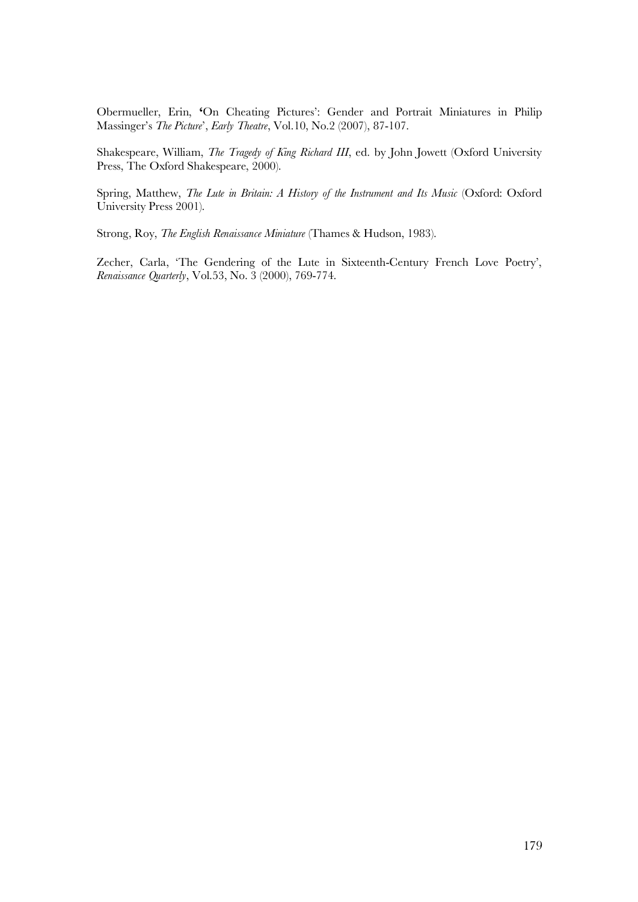Obermueller, Erin, 'On Cheating Pictures': Gender and Portrait Miniatures in Philip Massinger's *The Picture*', *Early Theatre*, Vol.10, No.2 (2007), 87-107.

Shakespeare, William, *The Tragedy of King Richard III*, ed. by John Jowett (Oxford University Press, The Oxford Shakespeare, 2000).

Spring, Matthew, *The Lute in Britain: A History of the Instrument and Its Music* (Oxford: Oxford University Press 2001).

Strong, Roy, *The English Renaissance Miniature* (Thames & Hudson, 1983).

Zecher, Carla, 'The Gendering of the Lute in Sixteenth-Century French Love Poetry', *Renaissance Quarterly*, Vol.53, No. 3 (2000), 769-774.